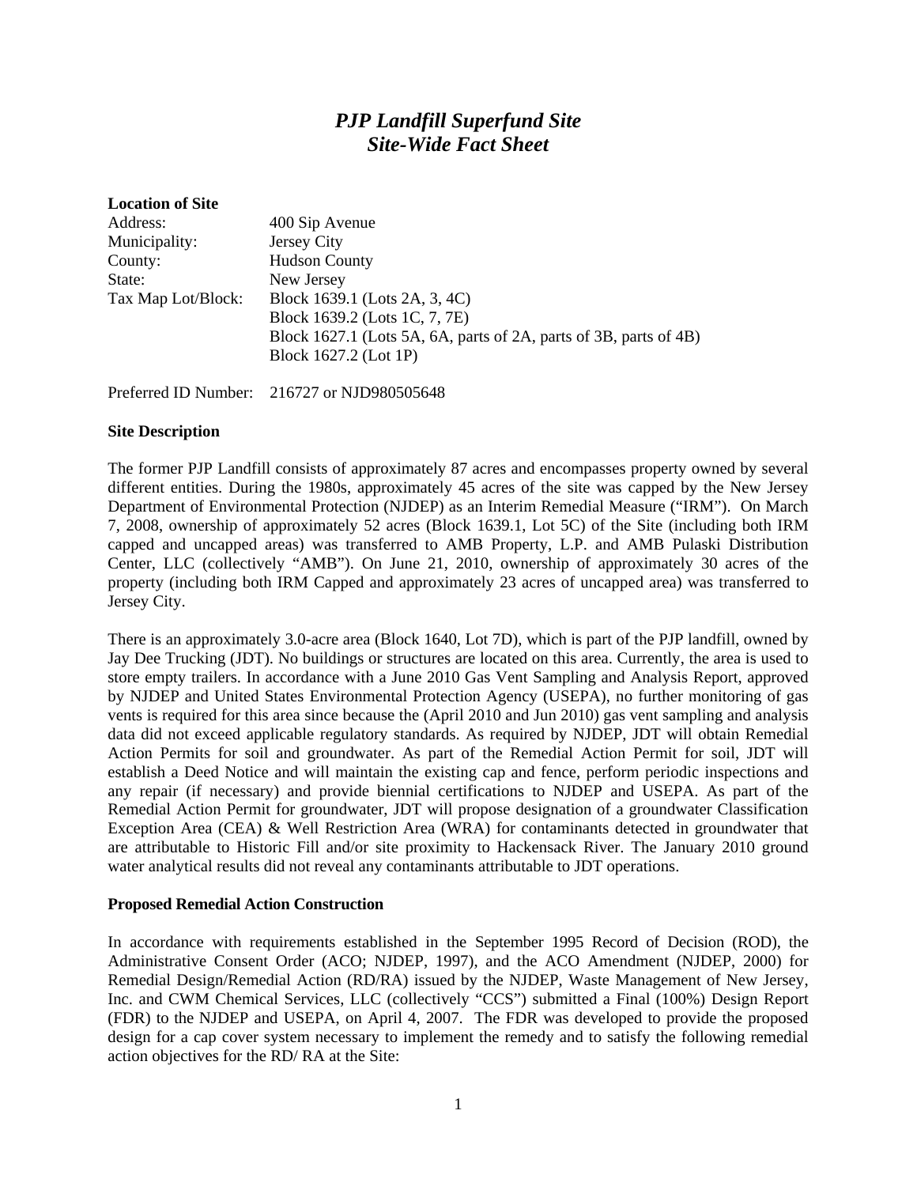# *PJP Landfill Superfund Site*
# *Site-Wide Fact Sheet*

**Location of Site**

| | |
|---|---|
| Address: | 400 Sip Avenue |
| Municipality: | Jersey City |
| County: | Hudson County |
| State: | New Jersey |
| Tax Map Lot/Block: | Block 1639.1 (Lots 2A, 3, 4C)<br>Block 1639.2 (Lots 1C, 7, 7E)<br>Block 1627.1 (Lots 5A, 6A, parts of 2A, parts of 3B, parts of 4B)<br>Block 1627.2 (Lot 1P) |

Preferred ID Number: 216727 or NJD980505648

**Site Description**

The former PJP Landfill consists of approximately 87 acres and encompasses property owned by several different entities. During the 1980s, approximately 45 acres of the site was capped by the New Jersey Department of Environmental Protection (NJDEP) as an Interim Remedial Measure ("IRM"). On March 7, 2008, ownership of approximately 52 acres (Block 1639.1, Lot 5C) of the Site (including both IRM capped and uncapped areas) was transferred to AMB Property, L.P. and AMB Pulaski Distribution Center, LLC (collectively "AMB"). On June 21, 2010, ownership of approximately 30 acres of the property (including both IRM Capped and approximately 23 acres of uncapped area) was transferred to Jersey City.

There is an approximately 3.0-acre area (Block 1640, Lot 7D), which is part of the PJP landfill, owned by Jay Dee Trucking (JDT). No buildings or structures are located on this area. Currently, the area is used to store empty trailers. In accordance with a June 2010 Gas Vent Sampling and Analysis Report, approved by NJDEP and United States Environmental Protection Agency (USEPA), no further monitoring of gas vents is required for this area since because the (April 2010 and Jun 2010) gas vent sampling and analysis data did not exceed applicable regulatory standards. As required by NJDEP, JDT will obtain Remedial Action Permits for soil and groundwater. As part of the Remedial Action Permit for soil, JDT will establish a Deed Notice and will maintain the existing cap and fence, perform periodic inspections and any repair (if necessary) and provide biennial certifications to NJDEP and USEPA. As part of the Remedial Action Permit for groundwater, JDT will propose designation of a groundwater Classification Exception Area (CEA) & Well Restriction Area (WRA) for contaminants detected in groundwater that are attributable to Historic Fill and/or site proximity to Hackensack River. The January 2010 ground water analytical results did not reveal any contaminants attributable to JDT operations.

**Proposed Remedial Action Construction**

In accordance with requirements established in the September 1995 Record of Decision (ROD), the Administrative Consent Order (ACO; NJDEP, 1997), and the ACO Amendment (NJDEP, 2000) for Remedial Design/Remedial Action (RD/RA) issued by the NJDEP, Waste Management of New Jersey, Inc. and CWM Chemical Services, LLC (collectively "CCS") submitted a Final (100%) Design Report (FDR) to the NJDEP and USEPA, on April 4, 2007. The FDR was developed to provide the proposed design for a cap cover system necessary to implement the remedy and to satisfy the following remedial action objectives for the RD/ RA at the Site: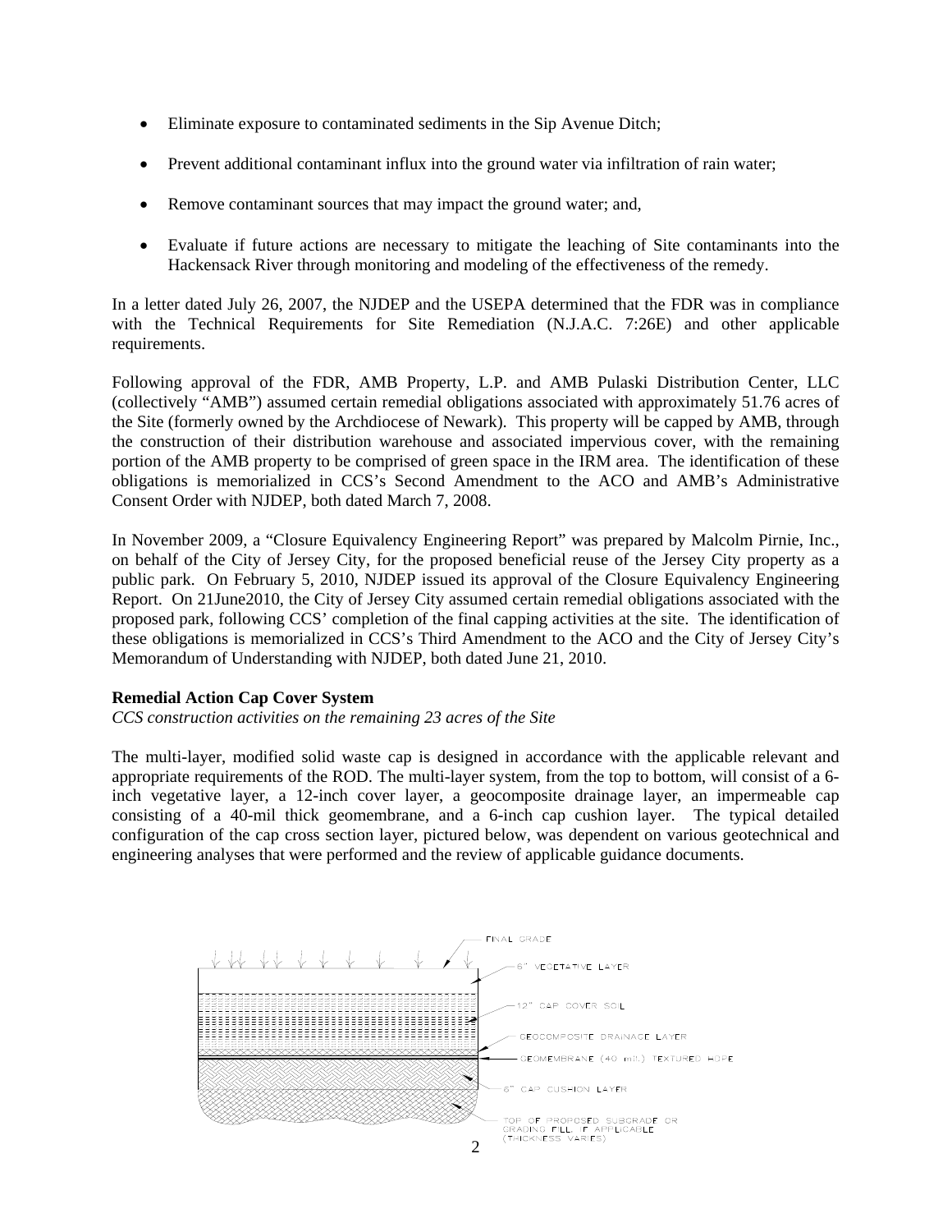- Eliminate exposure to contaminated sediments in the Sip Avenue Ditch;
- Prevent additional contaminant influx into the ground water via infiltration of rain water;
- Remove contaminant sources that may impact the ground water; and,
- Evaluate if future actions are necessary to mitigate the leaching of Site contaminants into the Hackensack River through monitoring and modeling of the effectiveness of the remedy.

In a letter dated July 26, 2007, the NJDEP and the USEPA determined that the FDR was in compliance with the Technical Requirements for Site Remediation (N.J.A.C. 7:26E) and other applicable requirements.

Following approval of the FDR, AMB Property, L.P. and AMB Pulaski Distribution Center, LLC (collectively "AMB") assumed certain remedial obligations associated with approximately 51.76 acres of the Site (formerly owned by the Archdiocese of Newark). This property will be capped by AMB, through the construction of their distribution warehouse and associated impervious cover, with the remaining portion of the AMB property to be comprised of green space in the IRM area. The identification of these obligations is memorialized in CCS's Second Amendment to the ACO and AMB's Administrative Consent Order with NJDEP, both dated March 7, 2008.

In November 2009, a "Closure Equivalency Engineering Report" was prepared by Malcolm Pirnie, Inc., on behalf of the City of Jersey City, for the proposed beneficial reuse of the Jersey City property as a public park. On February 5, 2010, NJDEP issued its approval of the Closure Equivalency Engineering Report. On 21June2010, the City of Jersey City assumed certain remedial obligations associated with the proposed park, following CCS' completion of the final capping activities at the site. The identification of these obligations is memorialized in CCS's Third Amendment to the ACO and the City of Jersey City's Memorandum of Understanding with NJDEP, both dated June 21, 2010.

**Remedial Action Cap Cover System**

*CCS construction activities on the remaining 23 acres of the Site*

The multi-layer, modified solid waste cap is designed in accordance with the applicable relevant and appropriate requirements of the ROD. The multi-layer system, from the top to bottom, will consist of a 6-inch vegetative layer, a 12-inch cover layer, a geocomposite drainage layer, an impermeable cap consisting of a 40-mil thick geomembrane, and a 6-inch cap cushion layer. The typical detailed configuration of the cap cross section layer, pictured below, was dependent on various geotechnical and engineering analyses that were performed and the review of applicable guidance documents.

FINAL GRADE

6" VEGETATIVE LAYER

12" CAP COVER SOIL

GEOCOMPOSITE DRAINAGE LAYER

GEOMEMBRANE (40 mil.) TEXTURED HDPE

6" CAP CUSHION LAYER

TOP OF PROPOSED SUBGRADE OR GRADING FILL IF APPLICABLE (THICKNESS VARIES)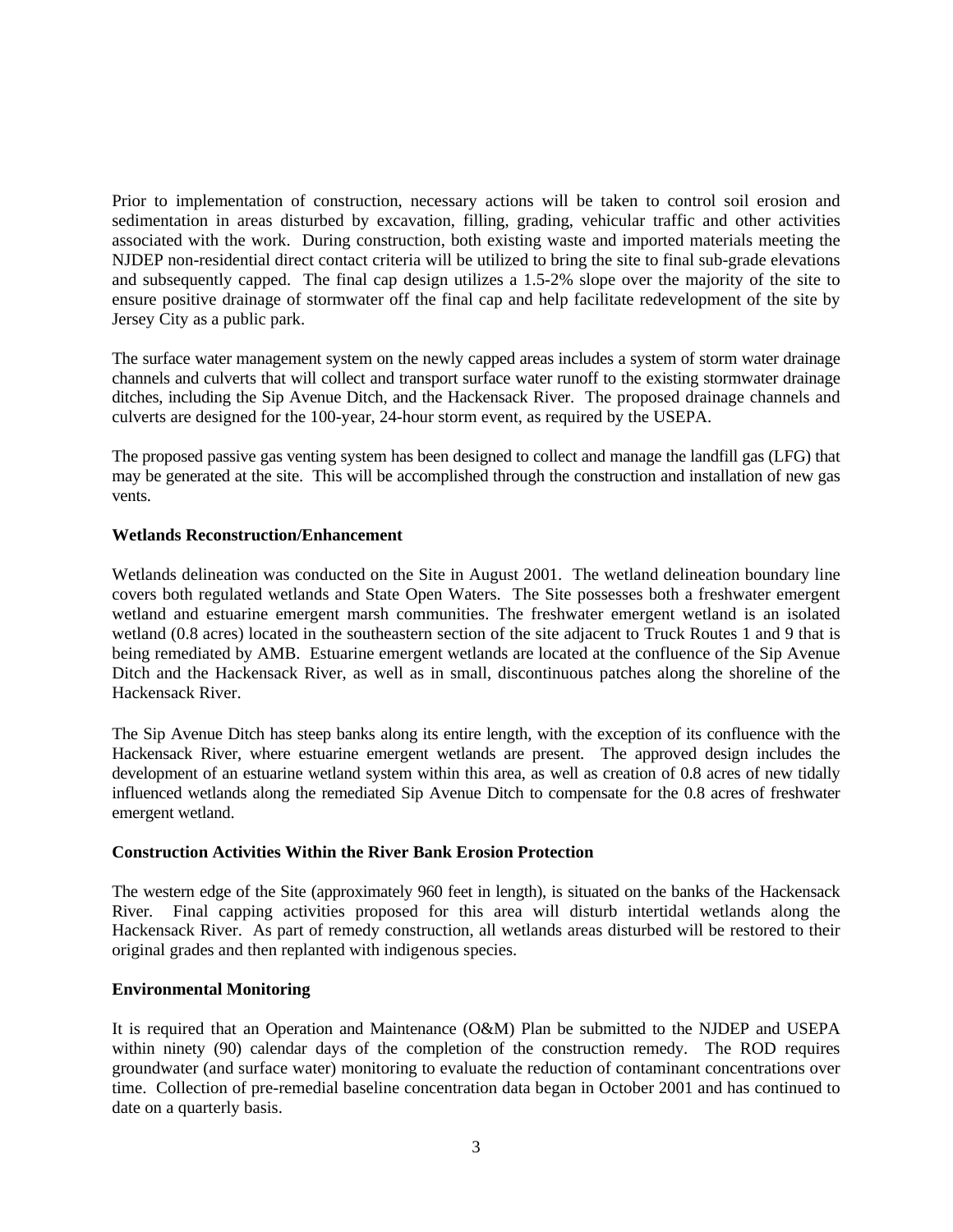Prior to implementation of construction, necessary actions will be taken to control soil erosion and sedimentation in areas disturbed by excavation, filling, grading, vehicular traffic and other activities associated with the work. During construction, both existing waste and imported materials meeting the NJDEP non-residential direct contact criteria will be utilized to bring the site to final sub-grade elevations and subsequently capped. The final cap design utilizes a 1.5-2% slope over the majority of the site to ensure positive drainage of stormwater off the final cap and help facilitate redevelopment of the site by Jersey City as a public park.

The surface water management system on the newly capped areas includes a system of storm water drainage channels and culverts that will collect and transport surface water runoff to the existing stormwater drainage ditches, including the Sip Avenue Ditch, and the Hackensack River. The proposed drainage channels and culverts are designed for the 100-year, 24-hour storm event, as required by the USEPA.

The proposed passive gas venting system has been designed to collect and manage the landfill gas (LFG) that may be generated at the site. This will be accomplished through the construction and installation of new gas vents.

**Wetlands Reconstruction/Enhancement**

Wetlands delineation was conducted on the Site in August 2001. The wetland delineation boundary line covers both regulated wetlands and State Open Waters. The Site possesses both a freshwater emergent wetland and estuarine emergent marsh communities. The freshwater emergent wetland is an isolated wetland (0.8 acres) located in the southeastern section of the site adjacent to Truck Routes 1 and 9 that is being remediated by AMB. Estuarine emergent wetlands are located at the confluence of the Sip Avenue Ditch and the Hackensack River, as well as in small, discontinuous patches along the shoreline of the Hackensack River.

The Sip Avenue Ditch has steep banks along its entire length, with the exception of its confluence with the Hackensack River, where estuarine emergent wetlands are present. The approved design includes the development of an estuarine wetland system within this area, as well as creation of 0.8 acres of new tidally influenced wetlands along the remediated Sip Avenue Ditch to compensate for the 0.8 acres of freshwater emergent wetland.

**Construction Activities Within the River Bank Erosion Protection**

The western edge of the Site (approximately 960 feet in length), is situated on the banks of the Hackensack River. Final capping activities proposed for this area will disturb intertidal wetlands along the Hackensack River. As part of remedy construction, all wetlands areas disturbed will be restored to their original grades and then replanted with indigenous species.

**Environmental Monitoring**

It is required that an Operation and Maintenance (O&M) Plan be submitted to the NJDEP and USEPA within ninety (90) calendar days of the completion of the construction remedy. The ROD requires groundwater (and surface water) monitoring to evaluate the reduction of contaminant concentrations over time. Collection of pre-remedial baseline concentration data began in October 2001 and has continued to date on a quarterly basis.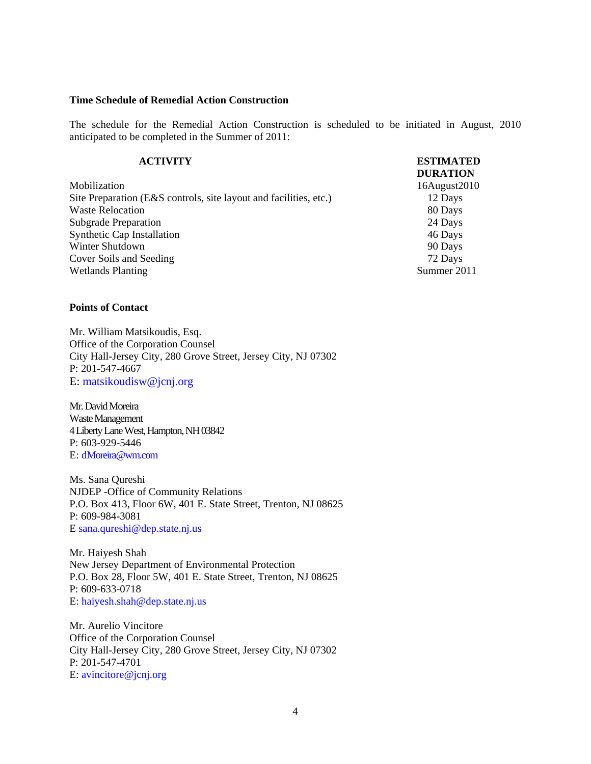**Time Schedule of Remedial Action Construction**

The schedule for the Remedial Action Construction is scheduled to be initiated in August, 2010 anticipated to be completed in the Summer of 2011:

| ACTIVITY | ESTIMATED DURATION |
|---|---|
| Mobilization | 16August2010 |
| Site Preparation (E&S controls, site layout and facilities, etc.) | 12 Days |
| Waste Relocation | 80 Days |
| Subgrade Preparation | 24 Days |
| Synthetic Cap Installation | 46 Days |
| Winter Shutdown | 90 Days |
| Cover Soils and Seeding | 72 Days |
| Wetlands Planting | Summer 2011 |

**Points of Contact**

Mr. William Matsikoudis, Esq.
Office of the Corporation Counsel
City Hall-Jersey City, 280 Grove Street, Jersey City, NJ 07302
P: 201-547-4667
E: matsikoudisw@jcnj.org

Mr. David Moreira
Waste Management
4 Liberty Lane West, Hampton, NH 03842
P: 603-929-5446
E: dMoreira@wm.com

Ms. Sana Qureshi
NJDEP -Office of Community Relations
P.O. Box 413, Floor 6W, 401 E. State Street, Trenton, NJ 08625
P: 609-984-3081
E sana.qureshi@dep.state.nj.us

Mr. Haiyesh Shah
New Jersey Department of Environmental Protection
P.O. Box 28, Floor 5W, 401 E. State Street, Trenton, NJ 08625
P: 609-633-0718
E: haiyesh.shah@dep.state.nj.us

Mr. Aurelio Vincitore
Office of the Corporation Counsel
City Hall-Jersey City, 280 Grove Street, Jersey City, NJ 07302
P: 201-547-4701
E: avincitore@jcnj.org